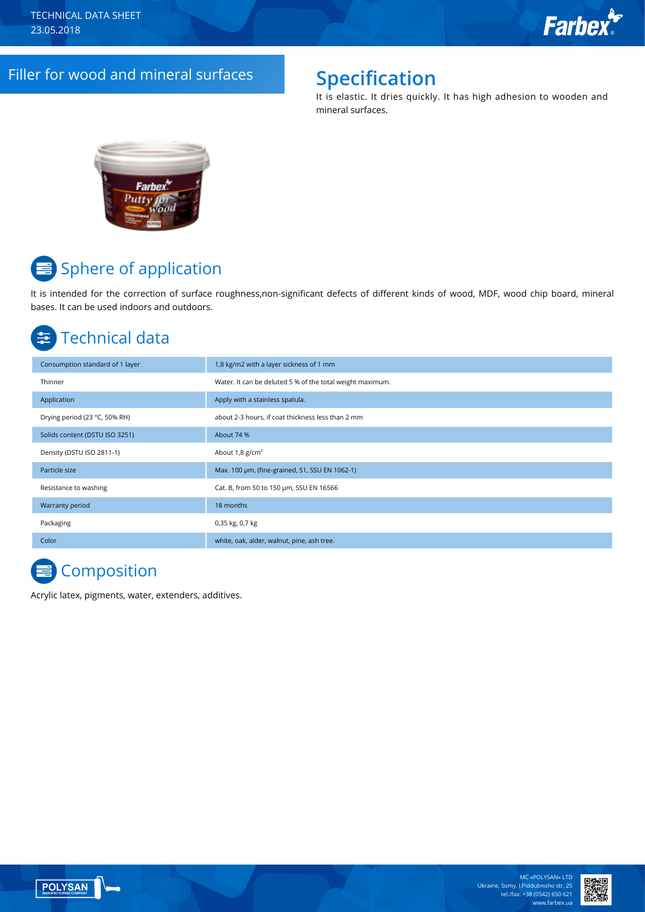TECHNICAL DATA SHEET
23.05.2018

# Filler for wood and mineral surfaces

## Specification

It is elastic. It dries quickly. It has high adhesion to wooden and mineral surfaces.

## Sphere of application

It is intended for the correction of surface roughness,non-significant defects of different kinds of wood, MDF, wood chip board, mineral bases. It can be used indoors and outdoors.

## Technical data

| | |
|---|---|
| Consumption standard of 1 layer | 1,8 kg/m2 with a layer sickness of 1 mm |
| Thinner | Water. It can be deluted 5 % of the total weight maximum. |
| Application | Apply with a stainless spatula. |
| Drying period (23 °C, 50% RH) | about 2-3 hours, if coat thickness less than 2 mm |
| Solids content (DSTU ISO 3251) | About 74 % |
| Density (DSTU ISO 2811-1) | About 1,8 g/cm³ |
| Particle size | Max. 100 µm, (fine-grained, S1, SSU EN 1062-1) |
| Resistance to washing | Cat. B, from 50 to 150 µm, SSU EN 16566 |
| Warranty period | 18 months |
| Packaging | 0,35 kg, 0,7 kg |
| Color | white, oak, alder, walnut, pine, ash tree. |

## Composition

Acrylic latex, pigments, water, extenders, additives.

MC «POLYSAN» LTD
Ukraine, Sumy, I.Piddubnoho str. 25
tel./fax: +38 (0542) 650 621
www.farbex.ua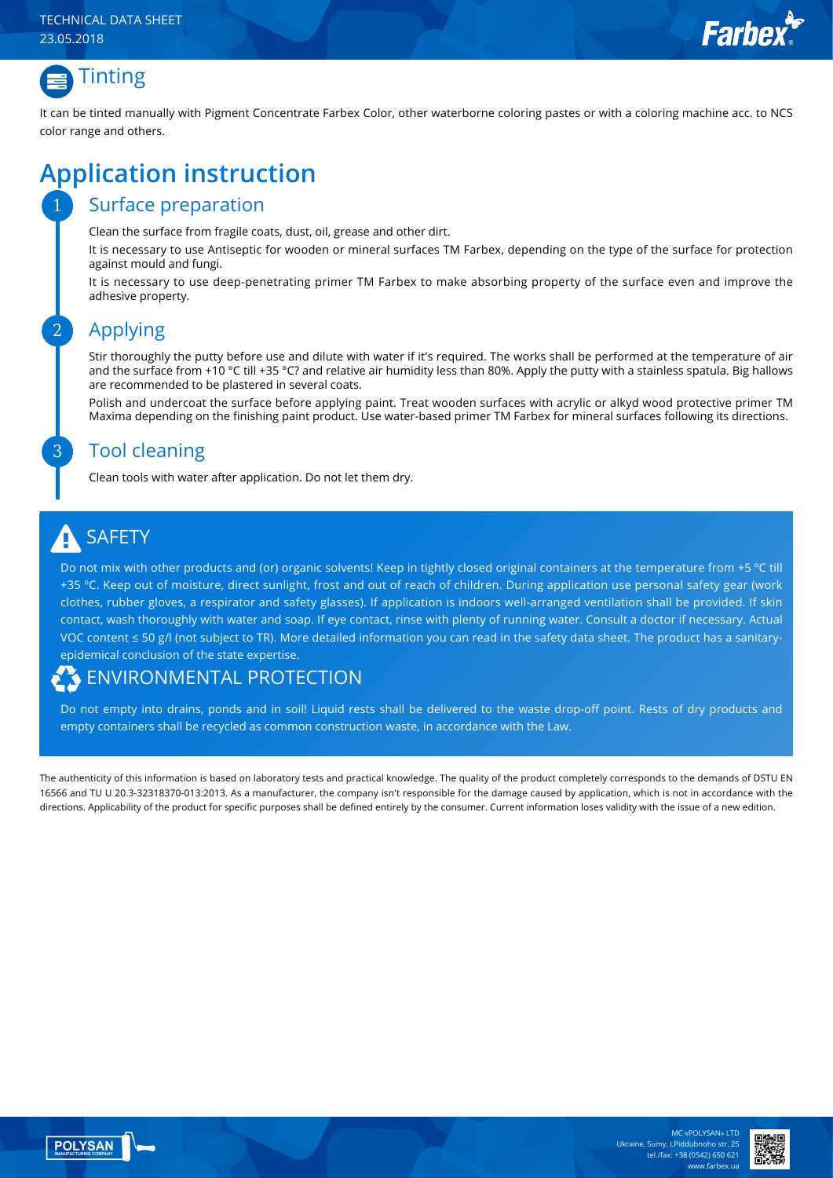## Tinting

It can be tinted manually with Pigment Concentrate Farbex Color, other waterborne coloring pastes or with a coloring machine acc. to NCS color range and others.

# Application instruction

### 1 Surface preparation

Clean the surface from fragile coats, dust, oil, grease and other dirt.

It is necessary to use Antiseptic for wooden or mineral surfaces TM Farbex, depending on the type of the surface for protection against mould and fungi.

It is necessary to use deep-penetrating primer TM Farbex to make absorbing property of the surface even and improve the adhesive property.

### 2 Applying

Stir thoroughly the putty before use and dilute with water if it's required. The works shall be performed at the temperature of air and the surface from +10 °C till +35 °C? and relative air humidity less than 80%. Apply the putty with a stainless spatula. Big hallows are recommended to be plastered in several coats.

Polish and undercoat the surface before applying paint. Treat wooden surfaces with acrylic or alkyd wood protective primer TM Maxima depending on the finishing paint product. Use water-based primer TM Farbex for mineral surfaces following its directions.

### 3 Tool cleaning

Clean tools with water after application. Do not let them dry.

## SAFETY

Do not mix with other products and (or) organic solvents! Keep in tightly closed original containers at the temperature from +5 °C till +35 °C. Keep out of moisture, direct sunlight, frost and out of reach of children. During application use personal safety gear (work clothes, rubber gloves, a respirator and safety glasses). If application is indoors well-arranged ventilation shall be provided. If skin contact, wash thoroughly with water and soap. If eye contact, rinse with plenty of running water. Consult a doctor if necessary. Actual VOC content ≤ 50 g/l (not subject to TR). More detailed information you can read in the safety data sheet. The product has a sanitary-epidemical conclusion of the state expertise.

## ENVIRONMENTAL PROTECTION

Do not empty into drains, ponds and in soil! Liquid rests shall be delivered to the waste drop-off point. Rests of dry products and empty containers shall be recycled as common construction waste, in accordance with the Law.

The authenticity of this information is based on laboratory tests and practical knowledge. The quality of the product completely corresponds to the demands of DSTU EN 16566 and TU U 20.3-32318370-013:2013. As a manufacturer, the company isn't responsible for the damage caused by application, which is not in accordance with the directions. Applicability of the product for specific purposes shall be defined entirely by the consumer. Current information loses validity with the issue of a new edition.

MC «POLYSAN» LTD
Ukraine, Sumy, I.Piddubnoho str. 25
tel./fax: +38 (0542) 650 621
www.farbex.ua